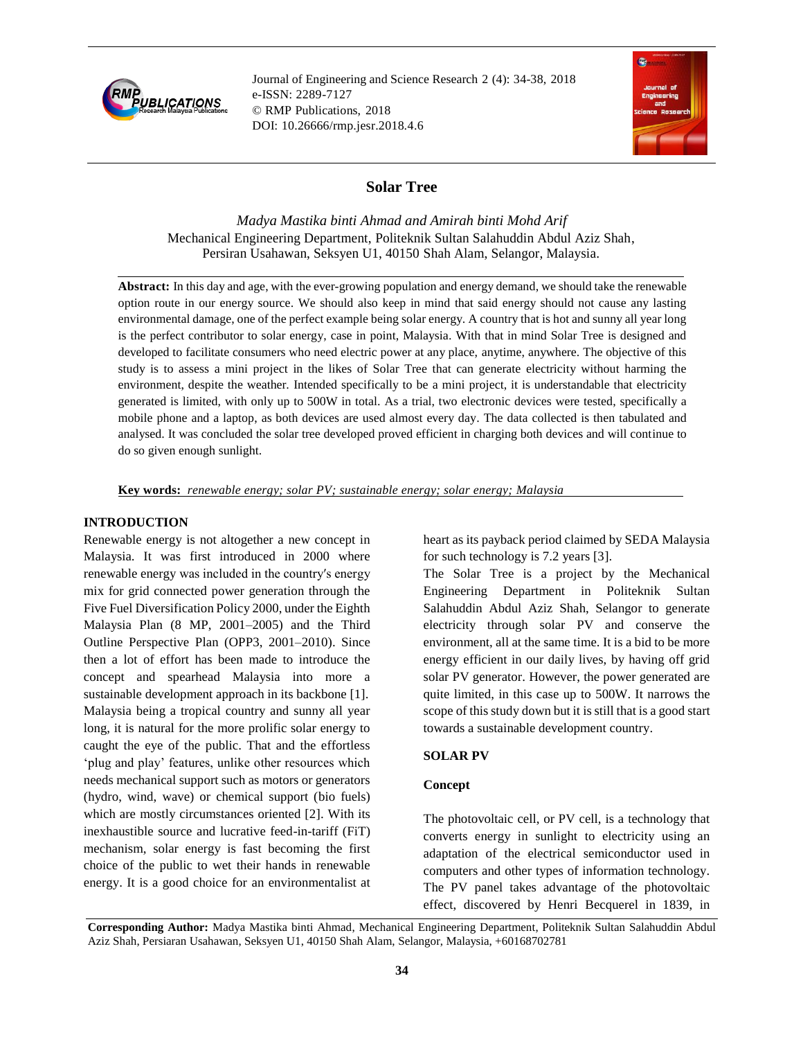# Solar Tree

*Madya Mastika binti Ahmad and Amirah binti Mohd Arif*
Mechanical Engineering Department, Politeknik Sultan Salahuddin Abdul Aziz Shah,
Persiran Usahawan, Seksyen U1, 40150 Shah Alam, Selangor, Malaysia.

**Abstract:** In this day and age, with the ever-growing population and energy demand, we should take the renewable option route in our energy source. We should also keep in mind that said energy should not cause any lasting environmental damage, one of the perfect example being solar energy. A country that is hot and sunny all year long is the perfect contributor to solar energy, case in point, Malaysia. With that in mind Solar Tree is designed and developed to facilitate consumers who need electric power at any place, anytime, anywhere. The objective of this study is to assess a mini project in the likes of Solar Tree that can generate electricity without harming the environment, despite the weather. Intended specifically to be a mini project, it is understandable that electricity generated is limited, with only up to 500W in total. As a trial, two electronic devices were tested, specifically a mobile phone and a laptop, as both devices are used almost every day. The data collected is then tabulated and analysed. It was concluded the solar tree developed proved efficient in charging both devices and will continue to do so given enough sunlight.

**Key words:** *renewable energy; solar PV; sustainable energy; solar energy; Malaysia*

## INTRODUCTION

Renewable energy is not altogether a new concept in Malaysia. It was first introduced in 2000 where renewable energy was included in the country′s energy mix for grid connected power generation through the Five Fuel Diversification Policy 2000, under the Eighth Malaysia Plan (8 MP, 2001–2005) and the Third Outline Perspective Plan (OPP3, 2001–2010). Since then a lot of effort has been made to introduce the concept and spearhead Malaysia into more a sustainable development approach in its backbone [1]. Malaysia being a tropical country and sunny all year long, it is natural for the more prolific solar energy to caught the eye of the public. That and the effortless 'plug and play' features, unlike other resources which needs mechanical support such as motors or generators (hydro, wind, wave) or chemical support (bio fuels) which are mostly circumstances oriented [2]. With its inexhaustible source and lucrative feed-in-tariff (FiT) mechanism, solar energy is fast becoming the first choice of the public to wet their hands in renewable energy. It is a good choice for an environmentalist at heart as its payback period claimed by SEDA Malaysia for such technology is 7.2 years [3].

The Solar Tree is a project by the Mechanical Engineering Department in Politeknik Sultan Salahuddin Abdul Aziz Shah, Selangor to generate electricity through solar PV and conserve the environment, all at the same time. It is a bid to be more energy efficient in our daily lives, by having off grid solar PV generator. However, the power generated are quite limited, in this case up to 500W. It narrows the scope of this study down but it is still that is a good start towards a sustainable development country.

## SOLAR PV

### Concept

The photovoltaic cell, or PV cell, is a technology that converts energy in sunlight to electricity using an adaptation of the electrical semiconductor used in computers and other types of information technology. The PV panel takes advantage of the photovoltaic effect, discovered by Henri Becquerel in 1839, in

**Corresponding Author:** Madya Mastika binti Ahmad, Mechanical Engineering Department, Politeknik Sultan Salahuddin Abdul Aziz Shah, Persiaran Usahawan, Seksyen U1, 40150 Shah Alam, Selangor, Malaysia, +60168702781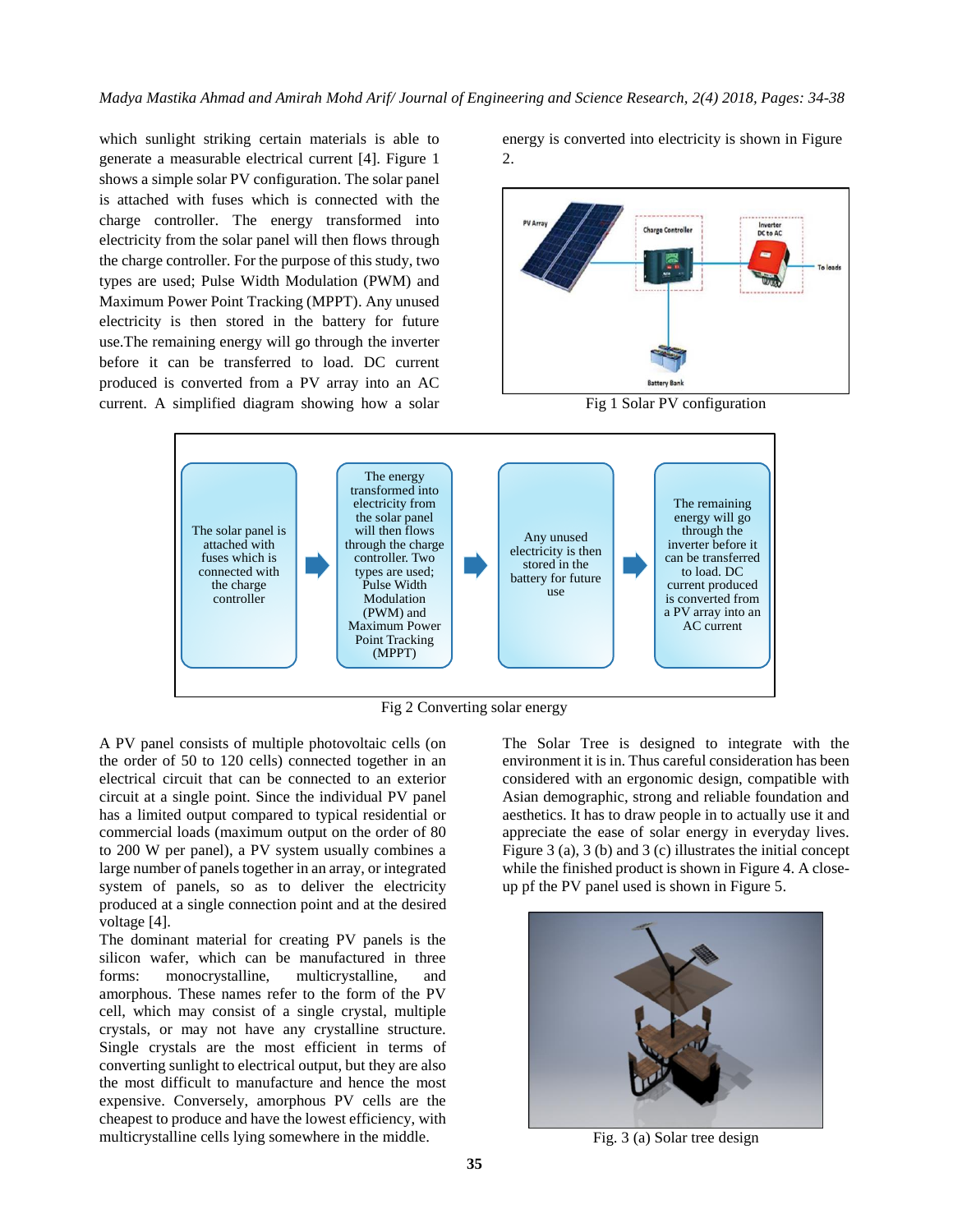which sunlight striking certain materials is able to generate a measurable electrical current [4]. Figure 1 shows a simple solar PV configuration. The solar panel is attached with fuses which is connected with the charge controller. The energy transformed into electricity from the solar panel will then flows through the charge controller. For the purpose of this study, two types are used; Pulse Width Modulation (PWM) and Maximum Power Point Tracking (MPPT). Any unused electricity is then stored in the battery for future use.The remaining energy will go through the inverter before it can be transferred to load. DC current produced is converted from a PV array into an AC current. A simplified diagram showing how a solar energy is converted into electricity is shown in Figure 2.

Fig 1 Solar PV configuration

Fig 2 Converting solar energy

A PV panel consists of multiple photovoltaic cells (on the order of 50 to 120 cells) connected together in an electrical circuit that can be connected to an exterior circuit at a single point. Since the individual PV panel has a limited output compared to typical residential or commercial loads (maximum output on the order of 80 to 200 W per panel), a PV system usually combines a large number of panels together in an array, or integrated system of panels, so as to deliver the electricity produced at a single connection point and at the desired voltage [4].

The dominant material for creating PV panels is the silicon wafer, which can be manufactured in three forms: monocrystalline, multicrystalline, and amorphous. These names refer to the form of the PV cell, which may consist of a single crystal, multiple crystals, or may not have any crystalline structure. Single crystals are the most efficient in terms of converting sunlight to electrical output, but they are also the most difficult to manufacture and hence the most expensive. Conversely, amorphous PV cells are the cheapest to produce and have the lowest efficiency, with multicrystalline cells lying somewhere in the middle.

The Solar Tree is designed to integrate with the environment it is in. Thus careful consideration has been considered with an ergonomic design, compatible with Asian demographic, strong and reliable foundation and aesthetics. It has to draw people in to actually use it and appreciate the ease of solar energy in everyday lives. Figure 3 (a), 3 (b) and 3 (c) illustrates the initial concept while the finished product is shown in Figure 4. A close-up pf the PV panel used is shown in Figure 5.

Fig. 3 (a) Solar tree design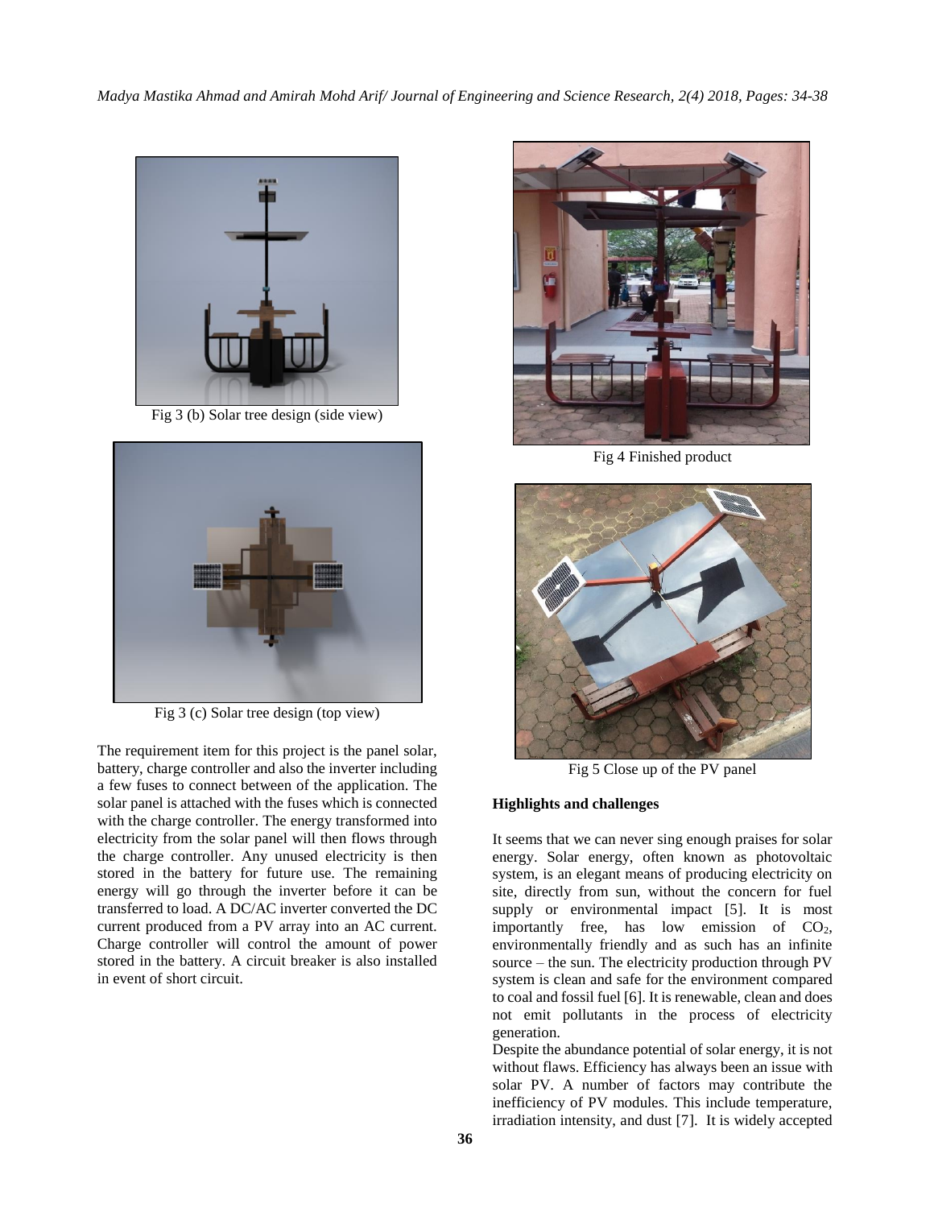Fig 3 (b) Solar tree design (side view)

Fig 3 (c) Solar tree design (top view)

The requirement item for this project is the panel solar, battery, charge controller and also the inverter including a few fuses to connect between of the application. The solar panel is attached with the fuses which is connected with the charge controller. The energy transformed into electricity from the solar panel will then flows through the charge controller. Any unused electricity is then stored in the battery for future use. The remaining energy will go through the inverter before it can be transferred to load. A DC/AC inverter converted the DC current produced from a PV array into an AC current. Charge controller will control the amount of power stored in the battery. A circuit breaker is also installed in event of short circuit.

Fig 4 Finished product

Fig 5 Close up of the PV panel

**Highlights and challenges**

It seems that we can never sing enough praises for solar energy. Solar energy, often known as photovoltaic system, is an elegant means of producing electricity on site, directly from sun, without the concern for fuel supply or environmental impact [5]. It is most importantly free, has low emission of $CO_2$, environmentally friendly and as such has an infinite source – the sun. The electricity production through PV system is clean and safe for the environment compared to coal and fossil fuel [6]. It is renewable, clean and does not emit pollutants in the process of electricity generation.

Despite the abundance potential of solar energy, it is not without flaws. Efficiency has always been an issue with solar PV. A number of factors may contribute the inefficiency of PV modules. This include temperature, irradiation intensity, and dust [7]. It is widely accepted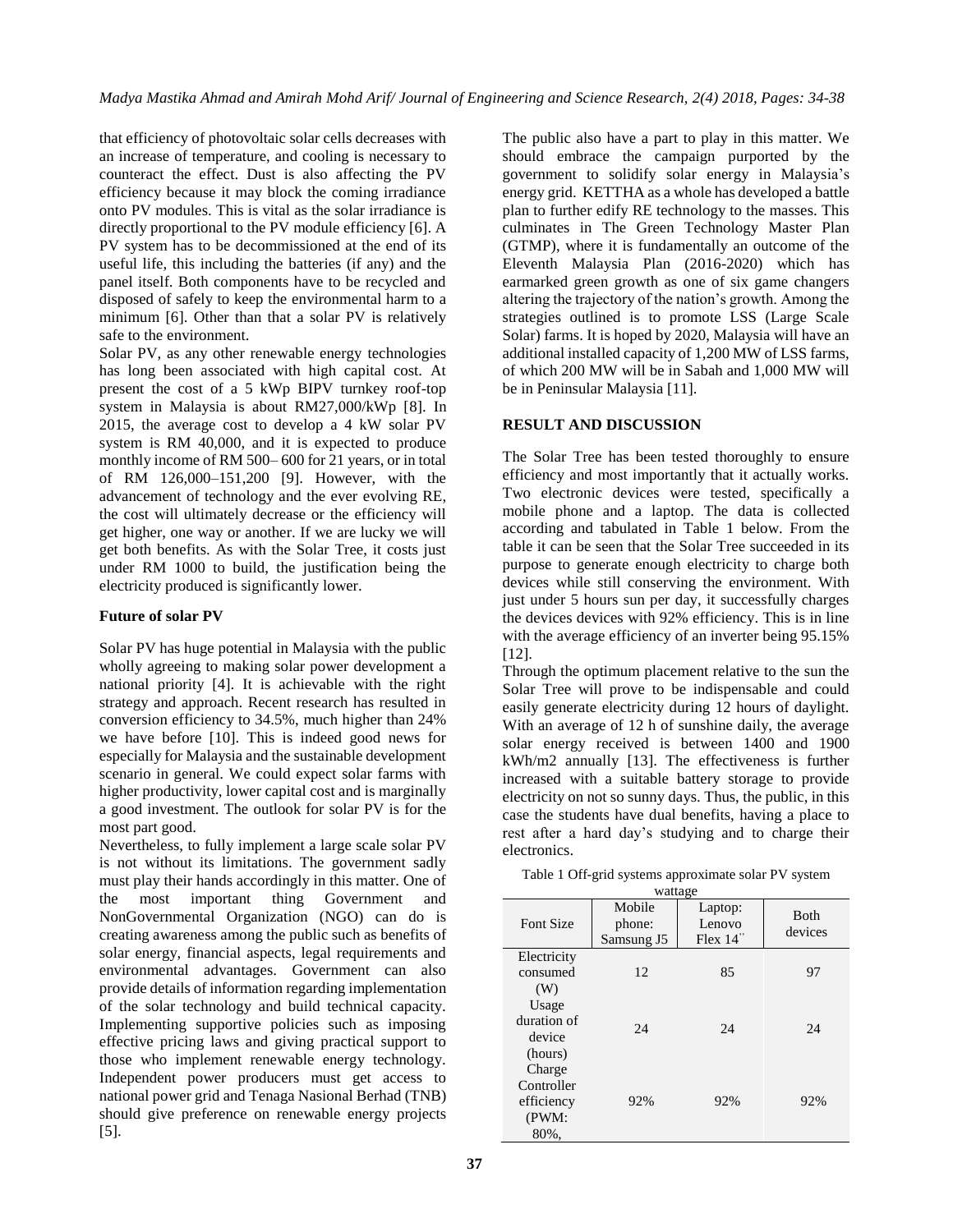that efficiency of photovoltaic solar cells decreases with an increase of temperature, and cooling is necessary to counteract the effect. Dust is also affecting the PV efficiency because it may block the coming irradiance onto PV modules. This is vital as the solar irradiance is directly proportional to the PV module efficiency [6]. A PV system has to be decommissioned at the end of its useful life, this including the batteries (if any) and the panel itself. Both components have to be recycled and disposed of safely to keep the environmental harm to a minimum [6]. Other than that a solar PV is relatively safe to the environment.

Solar PV, as any other renewable energy technologies has long been associated with high capital cost. At present the cost of a 5 kWp BIPV turnkey roof-top system in Malaysia is about RM27,000/kWp [8]. In 2015, the average cost to develop a 4 kW solar PV system is RM 40,000, and it is expected to produce monthly income of RM 500– 600 for 21 years, or in total of RM 126,000–151,200 [9]. However, with the advancement of technology and the ever evolving RE, the cost will ultimately decrease or the efficiency will get higher, one way or another. If we are lucky we will get both benefits. As with the Solar Tree, it costs just under RM 1000 to build, the justification being the electricity produced is significantly lower.

**Future of solar PV**

Solar PV has huge potential in Malaysia with the public wholly agreeing to making solar power development a national priority [4]. It is achievable with the right strategy and approach. Recent research has resulted in conversion efficiency to 34.5%, much higher than 24% we have before [10]. This is indeed good news for especially for Malaysia and the sustainable development scenario in general. We could expect solar farms with higher productivity, lower capital cost and is marginally a good investment. The outlook for solar PV is for the most part good.

Nevertheless, to fully implement a large scale solar PV is not without its limitations. The government sadly must play their hands accordingly in this matter. One of the most important thing Government and NonGovernmental Organization (NGO) can do is creating awareness among the public such as benefits of solar energy, financial aspects, legal requirements and environmental advantages. Government can also provide details of information regarding implementation of the solar technology and build technical capacity. Implementing supportive policies such as imposing effective pricing laws and giving practical support to those who implement renewable energy technology. Independent power producers must get access to national power grid and Tenaga Nasional Berhad (TNB) should give preference on renewable energy projects [5].

The public also have a part to play in this matter. We should embrace the campaign purported by the government to solidify solar energy in Malaysia's energy grid. KETTHA as a whole has developed a battle plan to further edify RE technology to the masses. This culminates in The Green Technology Master Plan (GTMP), where it is fundamentally an outcome of the Eleventh Malaysia Plan (2016-2020) which has earmarked green growth as one of six game changers altering the trajectory of the nation's growth. Among the strategies outlined is to promote LSS (Large Scale Solar) farms. It is hoped by 2020, Malaysia will have an additional installed capacity of 1,200 MW of LSS farms, of which 200 MW will be in Sabah and 1,000 MW will be in Peninsular Malaysia [11].

## RESULT AND DISCUSSION

The Solar Tree has been tested thoroughly to ensure efficiency and most importantly that it actually works. Two electronic devices were tested, specifically a mobile phone and a laptop. The data is collected according and tabulated in Table 1 below. From the table it can be seen that the Solar Tree succeeded in its purpose to generate enough electricity to charge both devices while still conserving the environment. With just under 5 hours sun per day, it successfully charges the devices devices with 92% efficiency. This is in line with the average efficiency of an inverter being 95.15% [12].

Through the optimum placement relative to the sun the Solar Tree will prove to be indispensable and could easily generate electricity during 12 hours of daylight. With an average of 12 h of sunshine daily, the average solar energy received is between 1400 and 1900 kWh/m2 annually [13]. The effectiveness is further increased with a suitable battery storage to provide electricity on not so sunny days. Thus, the public, in this case the students have dual benefits, having a place to rest after a hard day's studying and to charge their electronics.

Table 1 Off-grid systems approximate solar PV system wattage

| Font Size | Mobile phone: Samsung J5 | Laptop: Lenovo Flex 14" | Both devices |
|---|---|---|---|
| Electricity consumed (W) | 12 | 85 | 97 |
| Usage duration of device (hours) | 24 | 24 | 24 |
| Charge Controller efficiency (PWM: 80%, | 92% | 92% | 92% |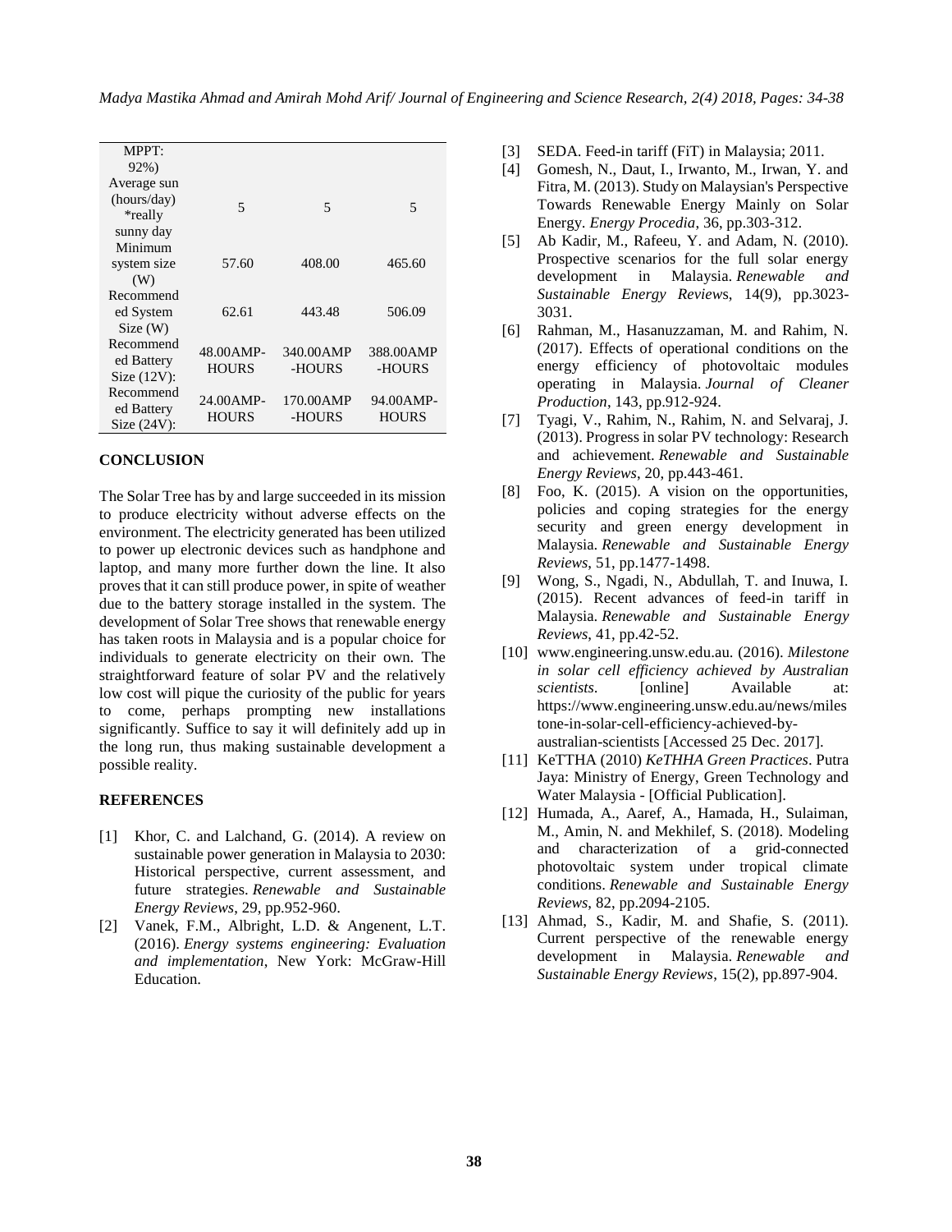| | | | |
|---|---|---|---|
| MPPT: 92%) | | | |
| Average sun (hours/day) *really sunny day | 5 | 5 | 5 |
| Minimum system size (W) | 57.60 | 408.00 | 465.60 |
| Recommended System Size (W) | 62.61 | 443.48 | 506.09 |
| Recommended Battery Size (12V): | 48.00AMP-HOURS | 340.00AMP-HOURS | 388.00AMP-HOURS |
| Recommended Battery Size (24V): | 24.00AMP-HOURS | 170.00AMP-HOURS | 94.00AMP-HOURS |

## CONCLUSION

The Solar Tree has by and large succeeded in its mission to produce electricity without adverse effects on the environment. The electricity generated has been utilized to power up electronic devices such as handphone and laptop, and many more further down the line. It also proves that it can still produce power, in spite of weather due to the battery storage installed in the system. The development of Solar Tree shows that renewable energy has taken roots in Malaysia and is a popular choice for individuals to generate electricity on their own. The straightforward feature of solar PV and the relatively low cost will pique the curiosity of the public for years to come, perhaps prompting new installations significantly. Suffice to say it will definitely add up in the long run, thus making sustainable development a possible reality.

## REFERENCES

[1] Khor, C. and Lalchand, G. (2014). A review on sustainable power generation in Malaysia to 2030: Historical perspective, current assessment, and future strategies. *Renewable and Sustainable Energy Reviews*, 29, pp.952-960.

[2] Vanek, F.M., Albright, L.D. & Angenent, L.T. (2016). *Energy systems engineering: Evaluation and implementation*, New York: McGraw-Hill Education.

[3] SEDA. Feed-in tariff (FiT) in Malaysia; 2011.

[4] Gomesh, N., Daut, I., Irwanto, M., Irwan, Y. and Fitra, M. (2013). Study on Malaysian's Perspective Towards Renewable Energy Mainly on Solar Energy. *Energy Procedia*, 36, pp.303-312.

[5] Ab Kadir, M., Rafeeu, Y. and Adam, N. (2010). Prospective scenarios for the full solar energy development in Malaysia. *Renewable and Sustainable Energy Reviews*, 14(9), pp.3023-3031.

[6] Rahman, M., Hasanuzzaman, M. and Rahim, N. (2017). Effects of operational conditions on the energy efficiency of photovoltaic modules operating in Malaysia. *Journal of Cleaner Production*, 143, pp.912-924.

[7] Tyagi, V., Rahim, N., Rahim, N. and Selvaraj, J. (2013). Progress in solar PV technology: Research and achievement. *Renewable and Sustainable Energy Reviews*, 20, pp.443-461.

[8] Foo, K. (2015). A vision on the opportunities, policies and coping strategies for the energy security and green energy development in Malaysia. *Renewable and Sustainable Energy Reviews*, 51, pp.1477-1498.

[9] Wong, S., Ngadi, N., Abdullah, T. and Inuwa, I. (2015). Recent advances of feed-in tariff in Malaysia. *Renewable and Sustainable Energy Reviews*, 41, pp.42-52.

[10] www.engineering.unsw.edu.au. (2016). *Milestone in solar cell efficiency achieved by Australian scientists*. [online] Available at: https://www.engineering.unsw.edu.au/news/milestone-in-solar-cell-efficiency-achieved-by-australian-scientists [Accessed 25 Dec. 2017].

[11] KeTTHA (2010) *KeTHHA Green Practices*. Putra Jaya: Ministry of Energy, Green Technology and Water Malaysia - [Official Publication].

[12] Humada, A., Aaref, A., Hamada, H., Sulaiman, M., Amin, N. and Mekhilef, S. (2018). Modeling and characterization of a grid-connected photovoltaic system under tropical climate conditions. *Renewable and Sustainable Energy Reviews*, 82, pp.2094-2105.

[13] Ahmad, S., Kadir, M. and Shafie, S. (2011). Current perspective of the renewable energy development in Malaysia. *Renewable and Sustainable Energy Reviews*, 15(2), pp.897-904.